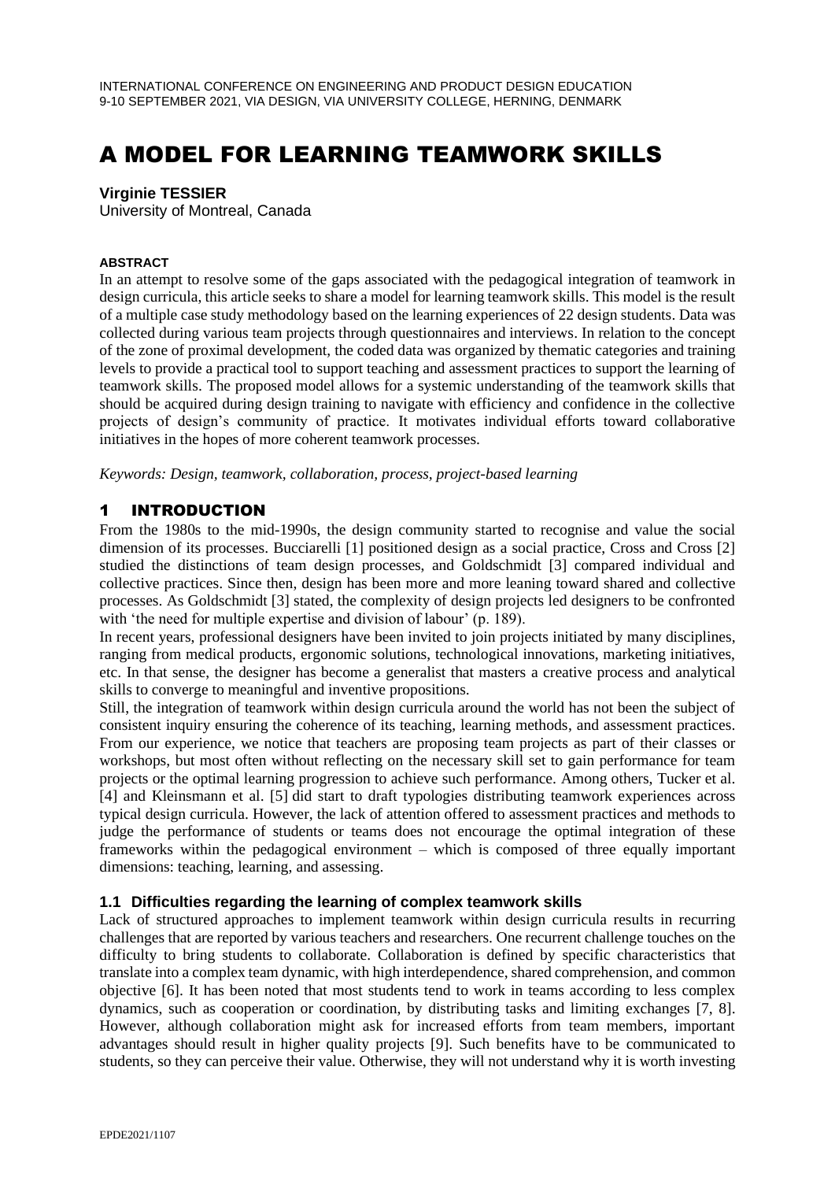# A MODEL FOR LEARNING TEAMWORK SKILLS

**Virginie TESSIER**
University of Montreal, Canada

#### ABSTRACT

In an attempt to resolve some of the gaps associated with the pedagogical integration of teamwork in design curricula, this article seeks to share a model for learning teamwork skills. This model is the result of a multiple case study methodology based on the learning experiences of 22 design students. Data was collected during various team projects through questionnaires and interviews. In relation to the concept of the zone of proximal development, the coded data was organized by thematic categories and training levels to provide a practical tool to support teaching and assessment practices to support the learning of teamwork skills. The proposed model allows for a systemic understanding of the teamwork skills that should be acquired during design training to navigate with efficiency and confidence in the collective projects of design's community of practice. It motivates individual efforts toward collaborative initiatives in the hopes of more coherent teamwork processes.

*Keywords: Design, teamwork, collaboration, process, project-based learning*

## 1 INTRODUCTION

From the 1980s to the mid-1990s, the design community started to recognise and value the social dimension of its processes. Bucciarelli [1] positioned design as a social practice, Cross and Cross [2] studied the distinctions of team design processes, and Goldschmidt [3] compared individual and collective practices. Since then, design has been more and more leaning toward shared and collective processes. As Goldschmidt [3] stated, the complexity of design projects led designers to be confronted with 'the need for multiple expertise and division of labour' (p. 189).

In recent years, professional designers have been invited to join projects initiated by many disciplines, ranging from medical products, ergonomic solutions, technological innovations, marketing initiatives, etc. In that sense, the designer has become a generalist that masters a creative process and analytical skills to converge to meaningful and inventive propositions.

Still, the integration of teamwork within design curricula around the world has not been the subject of consistent inquiry ensuring the coherence of its teaching, learning methods, and assessment practices. From our experience, we notice that teachers are proposing team projects as part of their classes or workshops, but most often without reflecting on the necessary skill set to gain performance for team projects or the optimal learning progression to achieve such performance. Among others, Tucker et al. [4] and Kleinsmann et al. [5] did start to draft typologies distributing teamwork experiences across typical design curricula. However, the lack of attention offered to assessment practices and methods to judge the performance of students or teams does not encourage the optimal integration of these frameworks within the pedagogical environment – which is composed of three equally important dimensions: teaching, learning, and assessing.

### 1.1 Difficulties regarding the learning of complex teamwork skills

Lack of structured approaches to implement teamwork within design curricula results in recurring challenges that are reported by various teachers and researchers. One recurrent challenge touches on the difficulty to bring students to collaborate. Collaboration is defined by specific characteristics that translate into a complex team dynamic, with high interdependence, shared comprehension, and common objective [6]. It has been noted that most students tend to work in teams according to less complex dynamics, such as cooperation or coordination, by distributing tasks and limiting exchanges [7, 8]. However, although collaboration might ask for increased efforts from team members, important advantages should result in higher quality projects [9]. Such benefits have to be communicated to students, so they can perceive their value. Otherwise, they will not understand why it is worth investing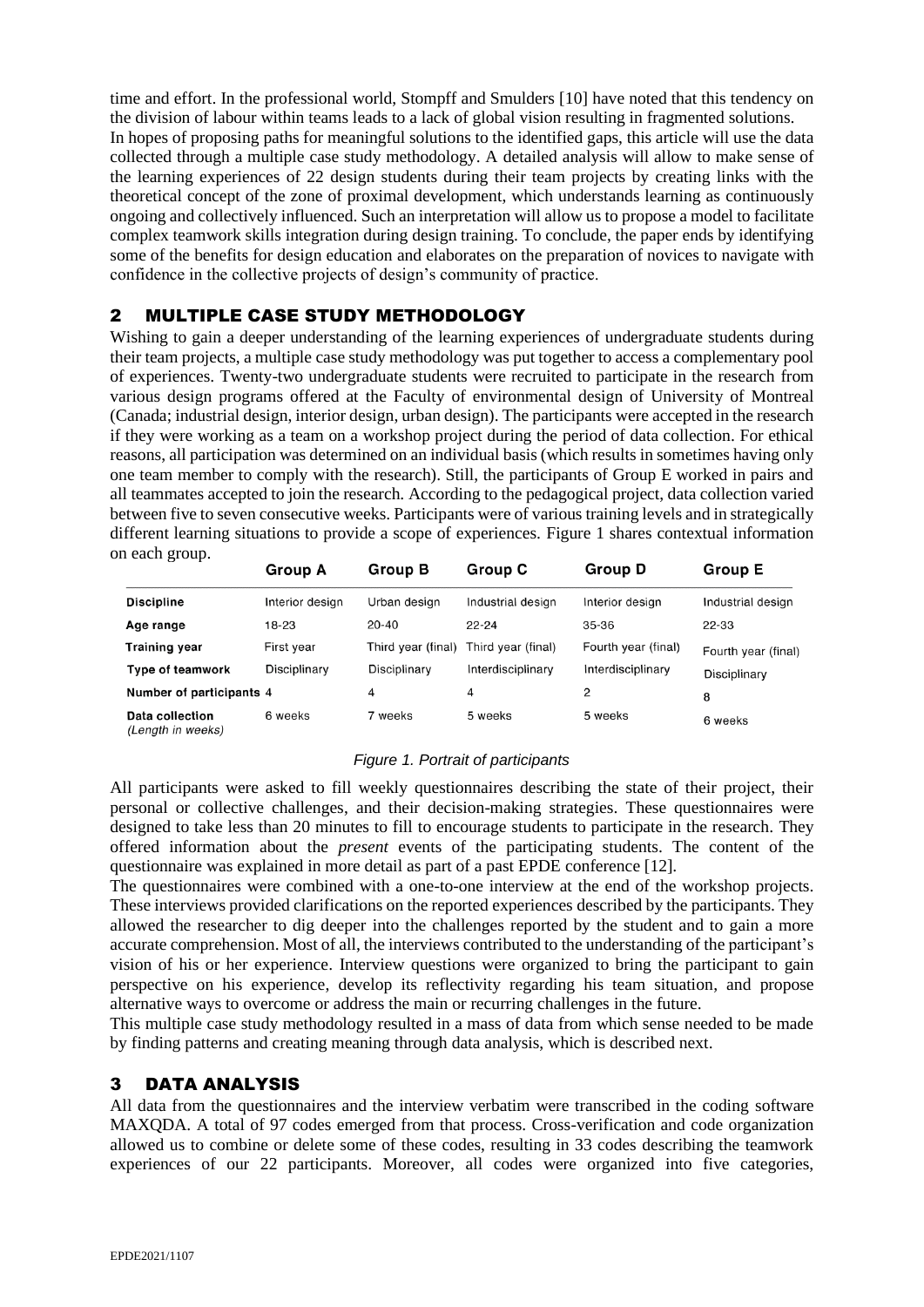time and effort. In the professional world, Stompff and Smulders [10] have noted that this tendency on the division of labour within teams leads to a lack of global vision resulting in fragmented solutions. In hopes of proposing paths for meaningful solutions to the identified gaps, this article will use the data collected through a multiple case study methodology. A detailed analysis will allow to make sense of the learning experiences of 22 design students during their team projects by creating links with the theoretical concept of the zone of proximal development, which understands learning as continuously ongoing and collectively influenced. Such an interpretation will allow us to propose a model to facilitate complex teamwork skills integration during design training. To conclude, the paper ends by identifying some of the benefits for design education and elaborates on the preparation of novices to navigate with confidence in the collective projects of design's community of practice.

## 2 MULTIPLE CASE STUDY METHODOLOGY

Wishing to gain a deeper understanding of the learning experiences of undergraduate students during their team projects, a multiple case study methodology was put together to access a complementary pool of experiences. Twenty-two undergraduate students were recruited to participate in the research from various design programs offered at the Faculty of environmental design of University of Montreal (Canada; industrial design, interior design, urban design). The participants were accepted in the research if they were working as a team on a workshop project during the period of data collection. For ethical reasons, all participation was determined on an individual basis (which results in sometimes having only one team member to comply with the research). Still, the participants of Group E worked in pairs and all teammates accepted to join the research. According to the pedagogical project, data collection varied between five to seven consecutive weeks. Participants were of various training levels and in strategically different learning situations to provide a scope of experiences. Figure 1 shares contextual information on each group.

| | Group A | Group B | Group C | Group D | Group E |
|---|---|---|---|---|---|
| Discipline | Interior design | Urban design | Industrial design | Interior design | Industrial design |
| Age range | 18-23 | 20-40 | 22-24 | 35-36 | 22-33 |
| Training year | First year | Third year (final) | Third year (final) | Fourth year (final) | Fourth year (final) |
| Type of teamwork | Disciplinary | Disciplinary | Interdisciplinary | Interdisciplinary | Disciplinary |
| Number of participants | 4 | 4 | 4 | 2 | 8 |
| Data collection (Length in weeks) | 6 weeks | 7 weeks | 5 weeks | 5 weeks | 6 weeks |

*Figure 1. Portrait of participants*

All participants were asked to fill weekly questionnaires describing the state of their project, their personal or collective challenges, and their decision-making strategies. These questionnaires were designed to take less than 20 minutes to fill to encourage students to participate in the research. They offered information about the *present* events of the participating students. The content of the questionnaire was explained in more detail as part of a past EPDE conference [12].

The questionnaires were combined with a one-to-one interview at the end of the workshop projects. These interviews provided clarifications on the reported experiences described by the participants. They allowed the researcher to dig deeper into the challenges reported by the student and to gain a more accurate comprehension. Most of all, the interviews contributed to the understanding of the participant's vision of his or her experience. Interview questions were organized to bring the participant to gain perspective on his experience, develop its reflectivity regarding his team situation, and propose alternative ways to overcome or address the main or recurring challenges in the future.

This multiple case study methodology resulted in a mass of data from which sense needed to be made by finding patterns and creating meaning through data analysis, which is described next.

## 3 DATA ANALYSIS

All data from the questionnaires and the interview verbatim were transcribed in the coding software MAXQDA. A total of 97 codes emerged from that process. Cross-verification and code organization allowed us to combine or delete some of these codes, resulting in 33 codes describing the teamwork experiences of our 22 participants. Moreover, all codes were organized into five categories,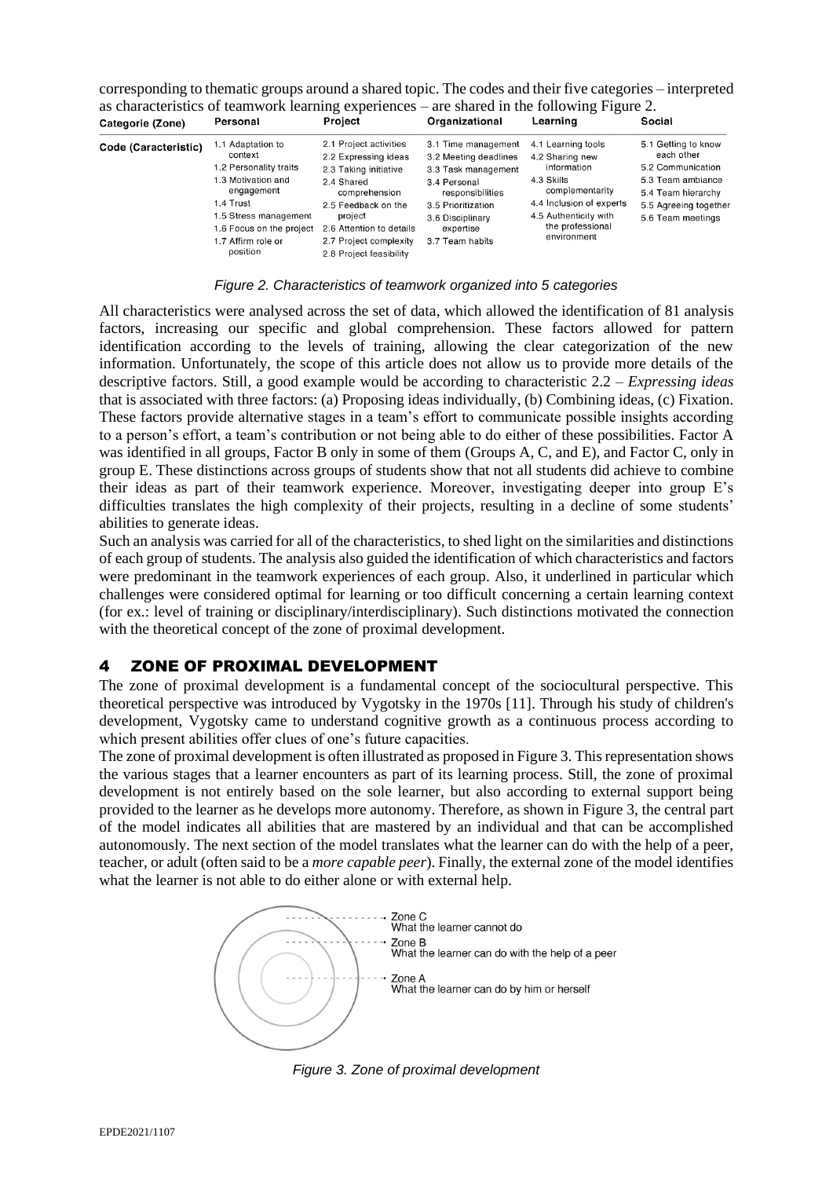corresponding to thematic groups around a shared topic. The codes and their five categories – interpreted as characteristics of teamwork learning experiences – are shared in the following Figure 2.

| Categorie (Zone) | Personal | Project | Organizational | Learning | Social |
|---|---|---|---|---|---|
| Code (Caracteristic) | 1.1 Adaptation to context<br>1.2 Personality traits<br>1.3 Motivation and engagement<br>1.4 Trust<br>1.5 Stress management<br>1.6 Focus on the project<br>1.7 Affirm role or position | 2.1 Project activities<br>2.2 Expressing ideas<br>2.3 Taking initiative<br>2.4 Shared comprehension<br>2.5 Feedback on the project<br>2.6 Attention to details<br>2.7 Project complexity<br>2.8 Project feasibility | 3.1 Time management<br>3.2 Meeting deadlines<br>3.3 Task management<br>3.4 Personal responsibilities<br>3.5 Prioritization<br>3.6 Disciplinary expertise<br>3.7 Team habits | 4.1 Learning tools<br>4.2 Sharing new information<br>4.3 Skills complementarity<br>4.4 Inclusion of experts<br>4.5 Authenticity with the professional environment | 5.1 Getting to know each other<br>5.2 Communication<br>5.3 Team ambiance<br>5.4 Team hierarchy<br>5.5 Agreeing together<br>5.6 Team meetings |

*Figure 2. Characteristics of teamwork organized into 5 categories*

All characteristics were analysed across the set of data, which allowed the identification of 81 analysis factors, increasing our specific and global comprehension. These factors allowed for pattern identification according to the levels of training, allowing the clear categorization of the new information. Unfortunately, the scope of this article does not allow us to provide more details of the descriptive factors. Still, a good example would be according to characteristic 2.2 – *Expressing ideas* that is associated with three factors: (a) Proposing ideas individually, (b) Combining ideas, (c) Fixation. These factors provide alternative stages in a team's effort to communicate possible insights according to a person's effort, a team's contribution or not being able to do either of these possibilities. Factor A was identified in all groups, Factor B only in some of them (Groups A, C, and E), and Factor C, only in group E. These distinctions across groups of students show that not all students did achieve to combine their ideas as part of their teamwork experience. Moreover, investigating deeper into group E's difficulties translates the high complexity of their projects, resulting in a decline of some students' abilities to generate ideas.

Such an analysis was carried for all of the characteristics, to shed light on the similarities and distinctions of each group of students. The analysis also guided the identification of which characteristics and factors were predominant in the teamwork experiences of each group. Also, it underlined in particular which challenges were considered optimal for learning or too difficult concerning a certain learning context (for ex.: level of training or disciplinary/interdisciplinary). Such distinctions motivated the connection with the theoretical concept of the zone of proximal development.

# 4 ZONE OF PROXIMAL DEVELOPMENT

The zone of proximal development is a fundamental concept of the sociocultural perspective. This theoretical perspective was introduced by Vygotsky in the 1970s [11]. Through his study of children's development, Vygotsky came to understand cognitive growth as a continuous process according to which present abilities offer clues of one's future capacities.

The zone of proximal development is often illustrated as proposed in Figure 3. This representation shows the various stages that a learner encounters as part of its learning process. Still, the zone of proximal development is not entirely based on the sole learner, but also according to external support being provided to the learner as he develops more autonomy. Therefore, as shown in Figure 3, the central part of the model indicates all abilities that are mastered by an individual and that can be accomplished autonomously. The next section of the model translates what the learner can do with the help of a peer, teacher, or adult (often said to be a *more capable peer*). Finally, the external zone of the model identifies what the learner is not able to do either alone or with external help.

Zone C – What the learner cannot do
Zone B – What the learner can do with the help of a peer
Zone A – What the learner can do by him or herself

*Figure 3. Zone of proximal development*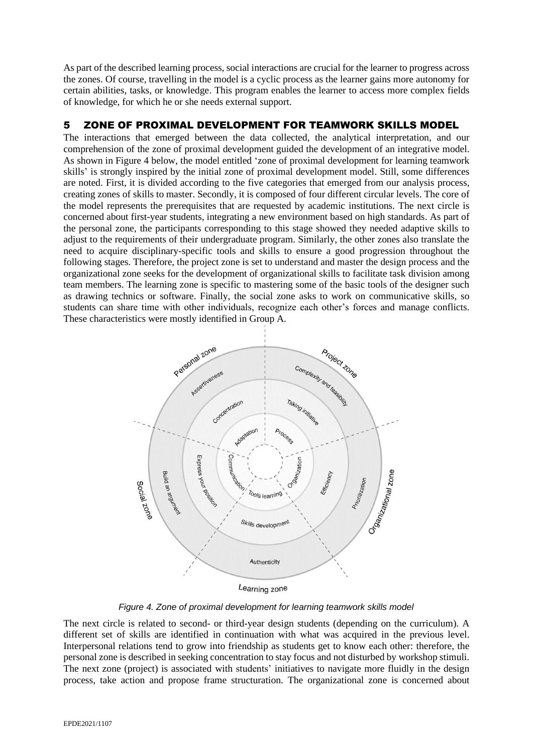As part of the described learning process, social interactions are crucial for the learner to progress across the zones. Of course, travelling in the model is a cyclic process as the learner gains more autonomy for certain abilities, tasks, or knowledge. This program enables the learner to access more complex fields of knowledge, for which he or she needs external support.

## 5 ZONE OF PROXIMAL DEVELOPMENT FOR TEAMWORK SKILLS MODEL

The interactions that emerged between the data collected, the analytical interpretation, and our comprehension of the zone of proximal development guided the development of an integrative model. As shown in Figure 4 below, the model entitled 'zone of proximal development for learning teamwork skills' is strongly inspired by the initial zone of proximal development model. Still, some differences are noted. First, it is divided according to the five categories that emerged from our analysis process, creating zones of skills to master. Secondly, it is composed of four different circular levels. The core of the model represents the prerequisites that are requested by academic institutions. The next circle is concerned about first-year students, integrating a new environment based on high standards. As part of the personal zone, the participants corresponding to this stage showed they needed adaptive skills to adjust to the requirements of their undergraduate program. Similarly, the other zones also translate the need to acquire disciplinary-specific tools and skills to ensure a good progression throughout the following stages. Therefore, the project zone is set to understand and master the design process and the organizational zone seeks for the development of organizational skills to facilitate task division among team members. The learning zone is specific to mastering some of the basic tools of the designer such as drawing technics or software. Finally, the social zone asks to work on communicative skills, so students can share time with other individuals, recognize each other's forces and manage conflicts. These characteristics were mostly identified in Group A.

*Figure 4. Zone of proximal development for learning teamwork skills model*

The next circle is related to second- or third-year design students (depending on the curriculum). A different set of skills are identified in continuation with what was acquired in the previous level. Interpersonal relations tend to grow into friendship as students get to know each other: therefore, the personal zone is described in seeking concentration to stay focus and not disturbed by workshop stimuli. The next zone (project) is associated with students' initiatives to navigate more fluidly in the design process, take action and propose frame structuration. The organizational zone is concerned about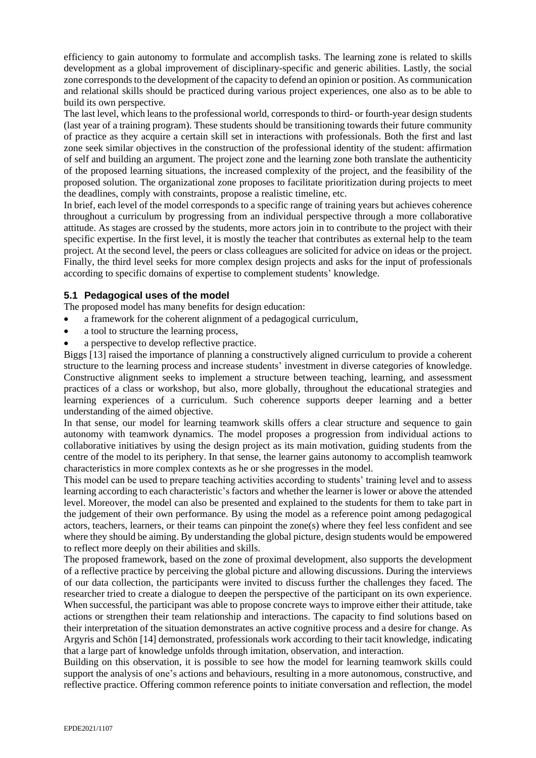efficiency to gain autonomy to formulate and accomplish tasks. The learning zone is related to skills development as a global improvement of disciplinary-specific and generic abilities. Lastly, the social zone corresponds to the development of the capacity to defend an opinion or position. As communication and relational skills should be practiced during various project experiences, one also as to be able to build its own perspective.

The last level, which leans to the professional world, corresponds to third- or fourth-year design students (last year of a training program). These students should be transitioning towards their future community of practice as they acquire a certain skill set in interactions with professionals. Both the first and last zone seek similar objectives in the construction of the professional identity of the student: affirmation of self and building an argument. The project zone and the learning zone both translate the authenticity of the proposed learning situations, the increased complexity of the project, and the feasibility of the proposed solution. The organizational zone proposes to facilitate prioritization during projects to meet the deadlines, comply with constraints, propose a realistic timeline, etc.

In brief, each level of the model corresponds to a specific range of training years but achieves coherence throughout a curriculum by progressing from an individual perspective through a more collaborative attitude. As stages are crossed by the students, more actors join in to contribute to the project with their specific expertise. In the first level, it is mostly the teacher that contributes as external help to the team project. At the second level, the peers or class colleagues are solicited for advice on ideas or the project. Finally, the third level seeks for more complex design projects and asks for the input of professionals according to specific domains of expertise to complement students' knowledge.

## 5.1 Pedagogical uses of the model

The proposed model has many benefits for design education:

- a framework for the coherent alignment of a pedagogical curriculum,
- a tool to structure the learning process,
- a perspective to develop reflective practice.

Biggs [13] raised the importance of planning a constructively aligned curriculum to provide a coherent structure to the learning process and increase students' investment in diverse categories of knowledge. Constructive alignment seeks to implement a structure between teaching, learning, and assessment practices of a class or workshop, but also, more globally, throughout the educational strategies and learning experiences of a curriculum. Such coherence supports deeper learning and a better understanding of the aimed objective.

In that sense, our model for learning teamwork skills offers a clear structure and sequence to gain autonomy with teamwork dynamics. The model proposes a progression from individual actions to collaborative initiatives by using the design project as its main motivation, guiding students from the centre of the model to its periphery. In that sense, the learner gains autonomy to accomplish teamwork characteristics in more complex contexts as he or she progresses in the model.

This model can be used to prepare teaching activities according to students' training level and to assess learning according to each characteristic's factors and whether the learner is lower or above the attended level. Moreover, the model can also be presented and explained to the students for them to take part in the judgement of their own performance. By using the model as a reference point among pedagogical actors, teachers, learners, or their teams can pinpoint the zone(s) where they feel less confident and see where they should be aiming. By understanding the global picture, design students would be empowered to reflect more deeply on their abilities and skills.

The proposed framework, based on the zone of proximal development, also supports the development of a reflective practice by perceiving the global picture and allowing discussions. During the interviews of our data collection, the participants were invited to discuss further the challenges they faced. The researcher tried to create a dialogue to deepen the perspective of the participant on its own experience. When successful, the participant was able to propose concrete ways to improve either their attitude, take actions or strengthen their team relationship and interactions. The capacity to find solutions based on their interpretation of the situation demonstrates an active cognitive process and a desire for change. As Argyris and Schön [14] demonstrated, professionals work according to their tacit knowledge, indicating that a large part of knowledge unfolds through imitation, observation, and interaction.

Building on this observation, it is possible to see how the model for learning teamwork skills could support the analysis of one's actions and behaviours, resulting in a more autonomous, constructive, and reflective practice. Offering common reference points to initiate conversation and reflection, the model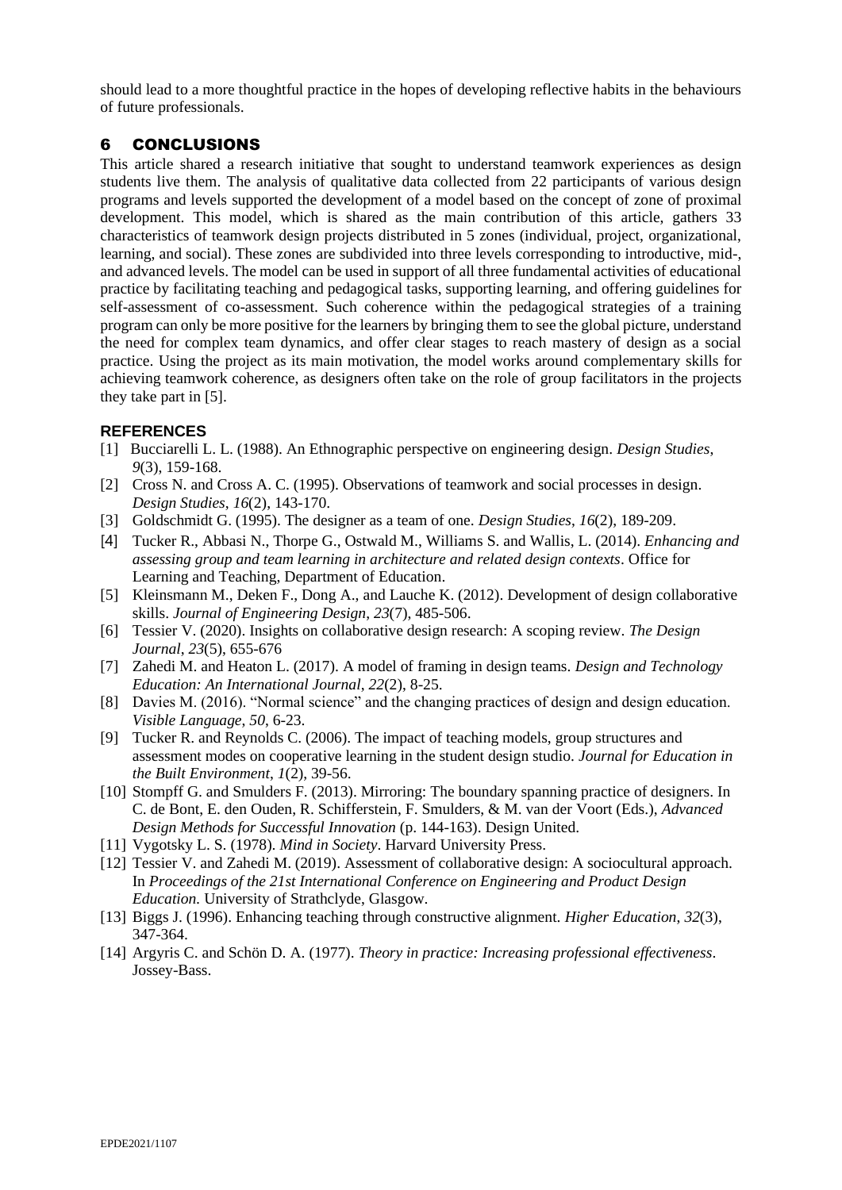should lead to a more thoughtful practice in the hopes of developing reflective habits in the behaviours of future professionals.

## 6 CONCLUSIONS

This article shared a research initiative that sought to understand teamwork experiences as design students live them. The analysis of qualitative data collected from 22 participants of various design programs and levels supported the development of a model based on the concept of zone of proximal development. This model, which is shared as the main contribution of this article, gathers 33 characteristics of teamwork design projects distributed in 5 zones (individual, project, organizational, learning, and social). These zones are subdivided into three levels corresponding to introductive, mid-, and advanced levels. The model can be used in support of all three fundamental activities of educational practice by facilitating teaching and pedagogical tasks, supporting learning, and offering guidelines for self-assessment of co-assessment. Such coherence within the pedagogical strategies of a training program can only be more positive for the learners by bringing them to see the global picture, understand the need for complex team dynamics, and offer clear stages to reach mastery of design as a social practice. Using the project as its main motivation, the model works around complementary skills for achieving teamwork coherence, as designers often take on the role of group facilitators in the projects they take part in [5].

### REFERENCES

[1] Bucciarelli L. L. (1988). An Ethnographic perspective on engineering design. *Design Studies*, *9*(3), 159-168.

[2] Cross N. and Cross A. C. (1995). Observations of teamwork and social processes in design. *Design Studies*, *16*(2), 143-170.

[3] Goldschmidt G. (1995). The designer as a team of one. *Design Studies*, *16*(2), 189-209.

[4] Tucker R., Abbasi N., Thorpe G., Ostwald M., Williams S. and Wallis, L. (2014). *Enhancing and assessing group and team learning in architecture and related design contexts*. Office for Learning and Teaching, Department of Education.

[5] Kleinsmann M., Deken F., Dong A., and Lauche K. (2012). Development of design collaborative skills. *Journal of Engineering Design*, *23*(7), 485-506.

[6] Tessier V. (2020). Insights on collaborative design research: A scoping review. *The Design Journal*, *23*(5), 655-676

[7] Zahedi M. and Heaton L. (2017). A model of framing in design teams. *Design and Technology Education: An International Journal*, *22*(2), 8-25.

[8] Davies M. (2016). "Normal science" and the changing practices of design and design education. *Visible Language*, *50*, 6-23.

[9] Tucker R. and Reynolds C. (2006). The impact of teaching models, group structures and assessment modes on cooperative learning in the student design studio. *Journal for Education in the Built Environment*, *1*(2), 39-56.

[10] Stompff G. and Smulders F. (2013). Mirroring: The boundary spanning practice of designers. In C. de Bont, E. den Ouden, R. Schifferstein, F. Smulders, & M. van der Voort (Eds.), *Advanced Design Methods for Successful Innovation* (p. 144-163). Design United.

[11] Vygotsky L. S. (1978). *Mind in Society*. Harvard University Press.

[12] Tessier V. and Zahedi M. (2019). Assessment of collaborative design: A sociocultural approach. In *Proceedings of the 21st International Conference on Engineering and Product Design Education.* University of Strathclyde, Glasgow.

[13] Biggs J. (1996). Enhancing teaching through constructive alignment. *Higher Education*, *32*(3), 347-364.

[14] Argyris C. and Schön D. A. (1977). *Theory in practice: Increasing professional effectiveness*. Jossey-Bass.